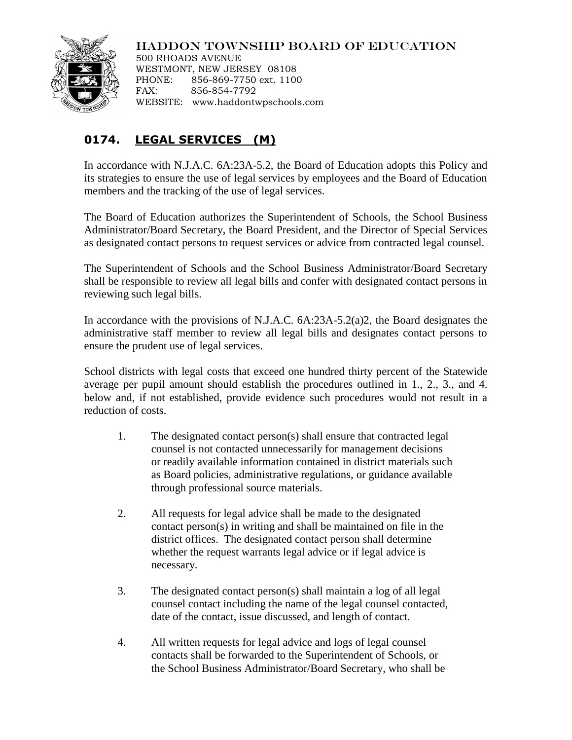HADDON TOWNSHIP BOARD OF EDUCATION
500 RHOADS AVENUE
WESTMONT, NEW JERSEY 08108
PHONE: 856-869-7750 ext. 1100
FAX: 856-854-7792
WEBSITE: www.haddontwpschools.com

## 0174. LEGAL SERVICES (M)

In accordance with N.J.A.C. 6A:23A-5.2, the Board of Education adopts this Policy and its strategies to ensure the use of legal services by employees and the Board of Education members and the tracking of the use of legal services.

The Board of Education authorizes the Superintendent of Schools, the School Business Administrator/Board Secretary, the Board President, and the Director of Special Services as designated contact persons to request services or advice from contracted legal counsel.

The Superintendent of Schools and the School Business Administrator/Board Secretary shall be responsible to review all legal bills and confer with designated contact persons in reviewing such legal bills.

In accordance with the provisions of N.J.A.C. 6A:23A-5.2(a)2, the Board designates the administrative staff member to review all legal bills and designates contact persons to ensure the prudent use of legal services.

School districts with legal costs that exceed one hundred thirty percent of the Statewide average per pupil amount should establish the procedures outlined in 1., 2., 3., and 4. below and, if not established, provide evidence such procedures would not result in a reduction of costs.

1. The designated contact person(s) shall ensure that contracted legal counsel is not contacted unnecessarily for management decisions or readily available information contained in district materials such as Board policies, administrative regulations, or guidance available through professional source materials.

2. All requests for legal advice shall be made to the designated contact person(s) in writing and shall be maintained on file in the district offices. The designated contact person shall determine whether the request warrants legal advice or if legal advice is necessary.

3. The designated contact person(s) shall maintain a log of all legal counsel contact including the name of the legal counsel contacted, date of the contact, issue discussed, and length of contact.

4. All written requests for legal advice and logs of legal counsel contacts shall be forwarded to the Superintendent of Schools, or the School Business Administrator/Board Secretary, who shall be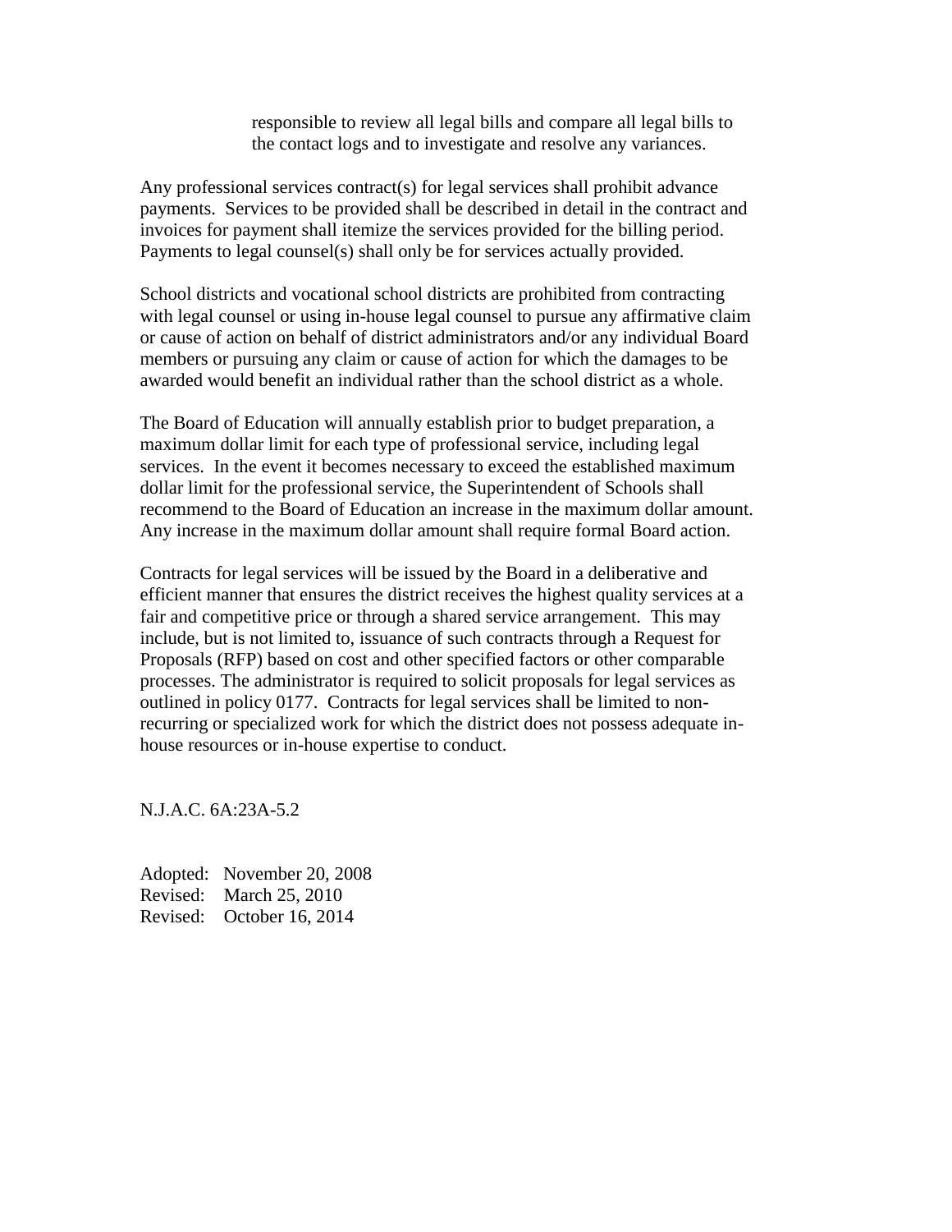responsible to review all legal bills and compare all legal bills to the contact logs and to investigate and resolve any variances.

Any professional services contract(s) for legal services shall prohibit advance payments. Services to be provided shall be described in detail in the contract and invoices for payment shall itemize the services provided for the billing period. Payments to legal counsel(s) shall only be for services actually provided.

School districts and vocational school districts are prohibited from contracting with legal counsel or using in-house legal counsel to pursue any affirmative claim or cause of action on behalf of district administrators and/or any individual Board members or pursuing any claim or cause of action for which the damages to be awarded would benefit an individual rather than the school district as a whole.

The Board of Education will annually establish prior to budget preparation, a maximum dollar limit for each type of professional service, including legal services. In the event it becomes necessary to exceed the established maximum dollar limit for the professional service, the Superintendent of Schools shall recommend to the Board of Education an increase in the maximum dollar amount. Any increase in the maximum dollar amount shall require formal Board action.

Contracts for legal services will be issued by the Board in a deliberative and efficient manner that ensures the district receives the highest quality services at a fair and competitive price or through a shared service arrangement. This may include, but is not limited to, issuance of such contracts through a Request for Proposals (RFP) based on cost and other specified factors or other comparable processes. The administrator is required to solicit proposals for legal services as outlined in policy 0177. Contracts for legal services shall be limited to non-recurring or specialized work for which the district does not possess adequate in-house resources or in-house expertise to conduct.

N.J.A.C. 6A:23A-5.2

Adopted: November 20, 2008
Revised: March 25, 2010
Revised: October 16, 2014